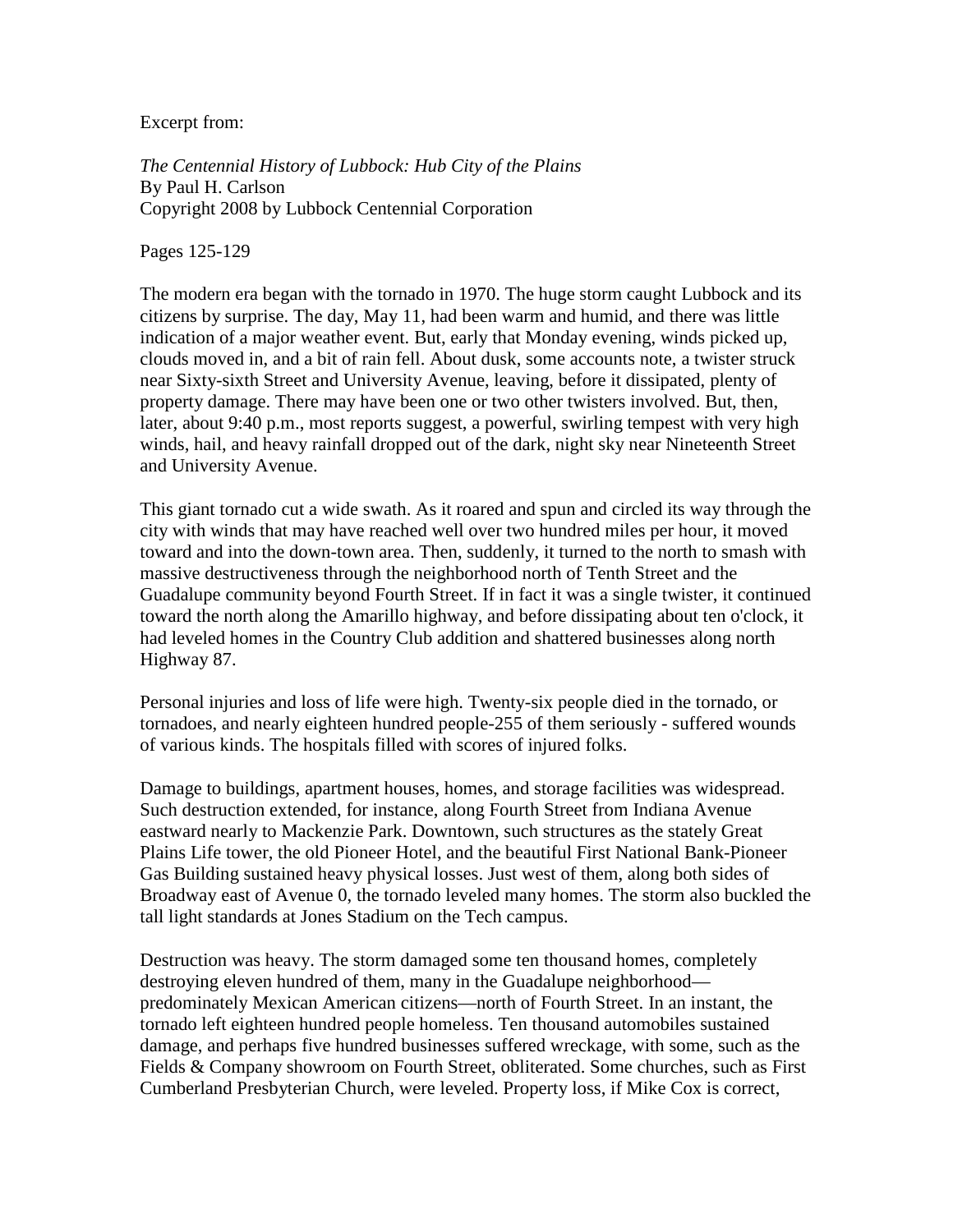Excerpt from:

*The Centennial History of Lubbock: Hub City of the Plains*
By Paul H. Carlson
Copyright 2008 by Lubbock Centennial Corporation

Pages 125-129

The modern era began with the tornado in 1970. The huge storm caught Lubbock and its citizens by surprise. The day, May 11, had been warm and humid, and there was little indication of a major weather event. But, early that Monday evening, winds picked up, clouds moved in, and a bit of rain fell. About dusk, some accounts note, a twister struck near Sixty-sixth Street and University Avenue, leaving, before it dissipated, plenty of property damage. There may have been one or two other twisters involved. But, then, later, about 9:40 p.m., most reports suggest, a powerful, swirling tempest with very high winds, hail, and heavy rainfall dropped out of the dark, night sky near Nineteenth Street and University Avenue.

This giant tornado cut a wide swath. As it roared and spun and circled its way through the city with winds that may have reached well over two hundred miles per hour, it moved toward and into the down-town area. Then, suddenly, it turned to the north to smash with massive destructiveness through the neighborhood north of Tenth Street and the Guadalupe community beyond Fourth Street. If in fact it was a single twister, it continued toward the north along the Amarillo highway, and before dissipating about ten o'clock, it had leveled homes in the Country Club addition and shattered businesses along north Highway 87.

Personal injuries and loss of life were high. Twenty-six people died in the tornado, or tornadoes, and nearly eighteen hundred people-255 of them seriously - suffered wounds of various kinds. The hospitals filled with scores of injured folks.

Damage to buildings, apartment houses, homes, and storage facilities was widespread. Such destruction extended, for instance, along Fourth Street from Indiana Avenue eastward nearly to Mackenzie Park. Downtown, such structures as the stately Great Plains Life tower, the old Pioneer Hotel, and the beautiful First National Bank-Pioneer Gas Building sustained heavy physical losses. Just west of them, along both sides of Broadway east of Avenue 0, the tornado leveled many homes. The storm also buckled the tall light standards at Jones Stadium on the Tech campus.

Destruction was heavy. The storm damaged some ten thousand homes, completely destroying eleven hundred of them, many in the Guadalupe neighborhood—predominately Mexican American citizens—north of Fourth Street. In an instant, the tornado left eighteen hundred people homeless. Ten thousand automobiles sustained damage, and perhaps five hundred businesses suffered wreckage, with some, such as the Fields & Company showroom on Fourth Street, obliterated. Some churches, such as First Cumberland Presbyterian Church, were leveled. Property loss, if Mike Cox is correct,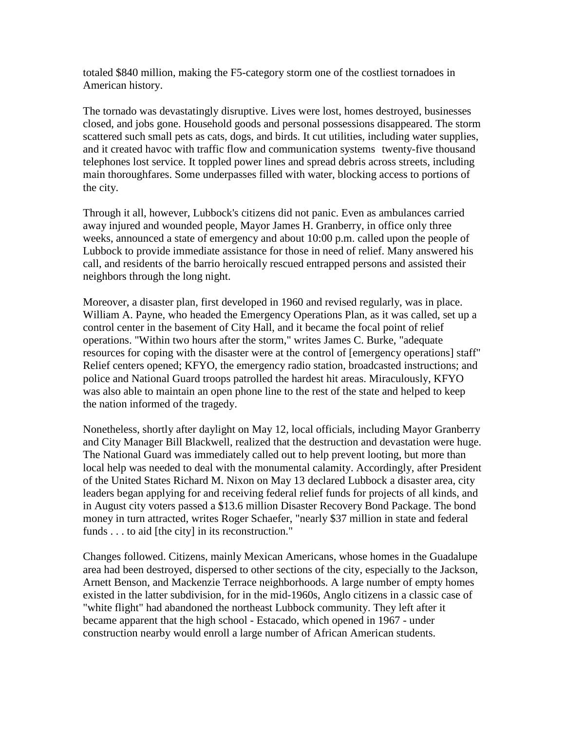totaled $840 million, making the F5-category storm one of the costliest tornadoes in American history.

The tornado was devastatingly disruptive. Lives were lost, homes destroyed, businesses closed, and jobs gone. Household goods and personal possessions disappeared. The storm scattered such small pets as cats, dogs, and birds. It cut utilities, including water supplies, and it created havoc with traffic flow and communication systems twenty-five thousand telephones lost service. It toppled power lines and spread debris across streets, including main thoroughfares. Some underpasses filled with water, blocking access to portions of the city.

Through it all, however, Lubbock's citizens did not panic. Even as ambulances carried away injured and wounded people, Mayor James H. Granberry, in office only three weeks, announced a state of emergency and about 10:00 p.m. called upon the people of Lubbock to provide immediate assistance for those in need of relief. Many answered his call, and residents of the barrio heroically rescued entrapped persons and assisted their neighbors through the long night.

Moreover, a disaster plan, first developed in 1960 and revised regularly, was in place. William A. Payne, who headed the Emergency Operations Plan, as it was called, set up a control center in the basement of City Hall, and it became the focal point of relief operations. "Within two hours after the storm," writes James C. Burke, "adequate resources for coping with the disaster were at the control of [emergency operations] staff" Relief centers opened; KFYO, the emergency radio station, broadcasted instructions; and police and National Guard troops patrolled the hardest hit areas. Miraculously, KFYO was also able to maintain an open phone line to the rest of the state and helped to keep the nation informed of the tragedy.

Nonetheless, shortly after daylight on May 12, local officials, including Mayor Granberry and City Manager Bill Blackwell, realized that the destruction and devastation were huge. The National Guard was immediately called out to help prevent looting, but more than local help was needed to deal with the monumental calamity. Accordingly, after President of the United States Richard M. Nixon on May 13 declared Lubbock a disaster area, city leaders began applying for and receiving federal relief funds for projects of all kinds, and in August city voters passed a $13.6 million Disaster Recovery Bond Package. The bond money in turn attracted, writes Roger Schaefer, "nearly $37 million in state and federal funds . . . to aid [the city] in its reconstruction."

Changes followed. Citizens, mainly Mexican Americans, whose homes in the Guadalupe area had been destroyed, dispersed to other sections of the city, especially to the Jackson, Arnett Benson, and Mackenzie Terrace neighborhoods. A large number of empty homes existed in the latter subdivision, for in the mid-1960s, Anglo citizens in a classic case of "white flight" had abandoned the northeast Lubbock community. They left after it became apparent that the high school - Estacado, which opened in 1967 - under construction nearby would enroll a large number of African American students.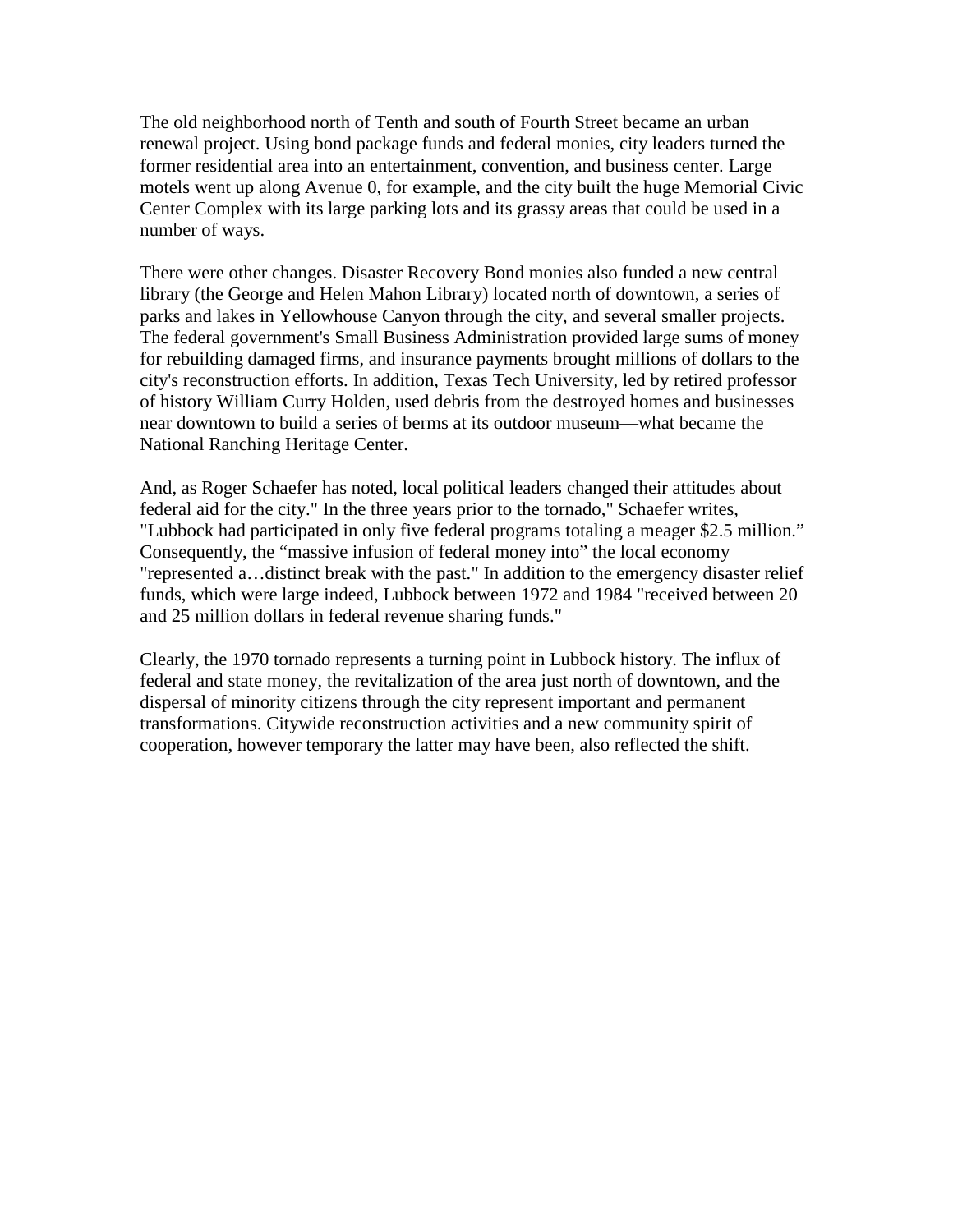The old neighborhood north of Tenth and south of Fourth Street became an urban renewal project. Using bond package funds and federal monies, city leaders turned the former residential area into an entertainment, convention, and business center. Large motels went up along Avenue 0, for example, and the city built the huge Memorial Civic Center Complex with its large parking lots and its grassy areas that could be used in a number of ways.

There were other changes. Disaster Recovery Bond monies also funded a new central library (the George and Helen Mahon Library) located north of downtown, a series of parks and lakes in Yellowhouse Canyon through the city, and several smaller projects. The federal government's Small Business Administration provided large sums of money for rebuilding damaged firms, and insurance payments brought millions of dollars to the city's reconstruction efforts. In addition, Texas Tech University, led by retired professor of history William Curry Holden, used debris from the destroyed homes and businesses near downtown to build a series of berms at its outdoor museum—what became the National Ranching Heritage Center.

And, as Roger Schaefer has noted, local political leaders changed their attitudes about federal aid for the city." In the three years prior to the tornado," Schaefer writes, "Lubbock had participated in only five federal programs totaling a meager $2.5 million." Consequently, the "massive infusion of federal money into" the local economy "represented a…distinct break with the past." In addition to the emergency disaster relief funds, which were large indeed, Lubbock between 1972 and 1984 "received between 20 and 25 million dollars in federal revenue sharing funds."

Clearly, the 1970 tornado represents a turning point in Lubbock history. The influx of federal and state money, the revitalization of the area just north of downtown, and the dispersal of minority citizens through the city represent important and permanent transformations. Citywide reconstruction activities and a new community spirit of cooperation, however temporary the latter may have been, also reflected the shift.